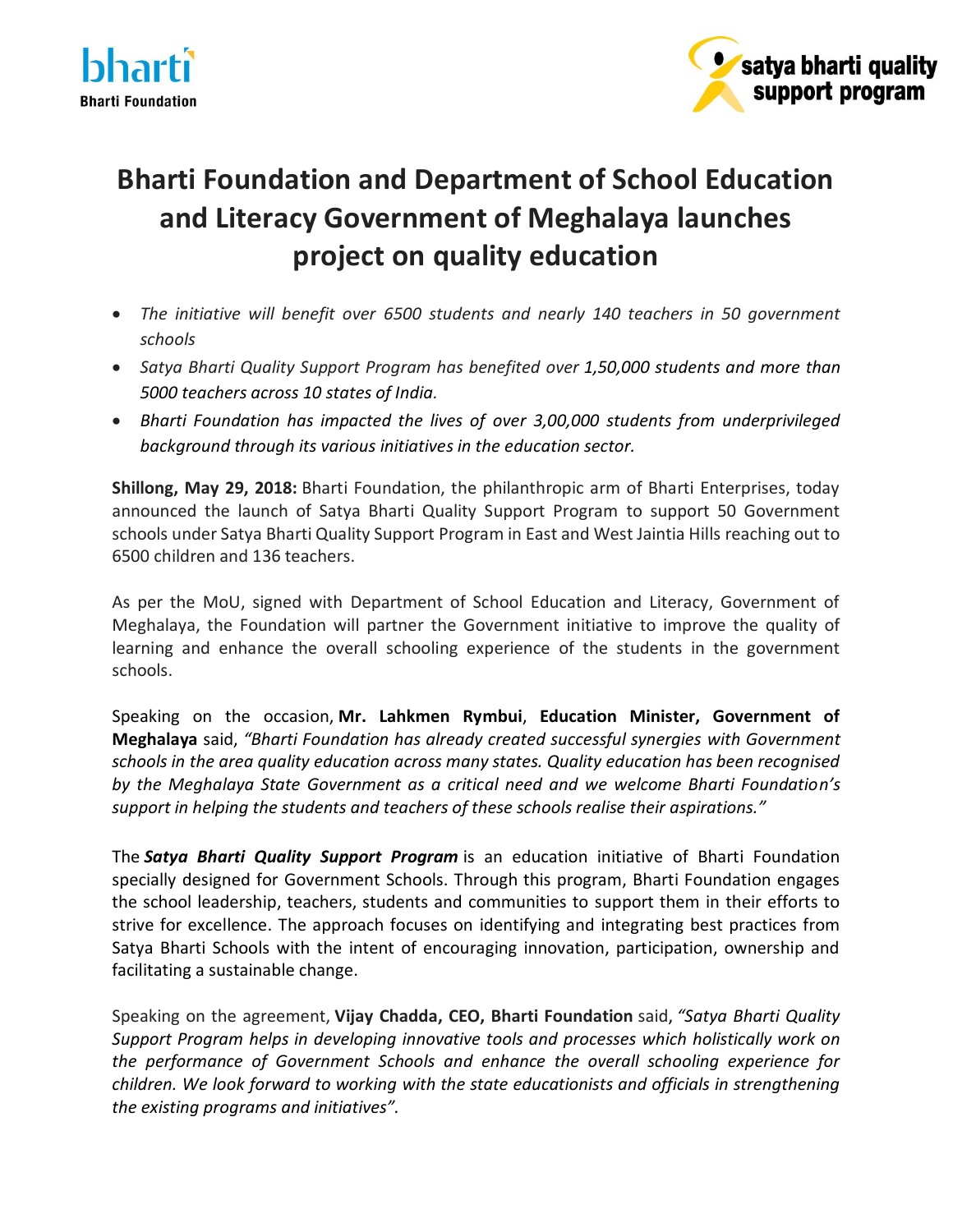bharti
Bharti Foundation

satya bharti quality support program

# Bharti Foundation and Department of School Education and Literacy Government of Meghalaya launches project on quality education

- *The initiative will benefit over 6500 students and nearly 140 teachers in 50 government schools*
- *Satya Bharti Quality Support Program has benefited over 1,50,000 students and more than 5000 teachers across 10 states of India.*
- *Bharti Foundation has impacted the lives of over 3,00,000 students from underprivileged background through its various initiatives in the education sector.*

**Shillong, May 29, 2018:** Bharti Foundation, the philanthropic arm of Bharti Enterprises, today announced the launch of Satya Bharti Quality Support Program to support 50 Government schools under Satya Bharti Quality Support Program in East and West Jaintia Hills reaching out to 6500 children and 136 teachers.

As per the MoU, signed with Department of School Education and Literacy, Government of Meghalaya, the Foundation will partner the Government initiative to improve the quality of learning and enhance the overall schooling experience of the students in the government schools.

Speaking on the occasion, **Mr. Lahkmen Rymbui**, **Education Minister, Government of Meghalaya** said, *"Bharti Foundation has already created successful synergies with Government schools in the area quality education across many states. Quality education has been recognised by the Meghalaya State Government as a critical need and we welcome Bharti Foundation's support in helping the students and teachers of these schools realise their aspirations."*

The ***Satya Bharti Quality Support Program*** is an education initiative of Bharti Foundation specially designed for Government Schools. Through this program, Bharti Foundation engages the school leadership, teachers, students and communities to support them in their efforts to strive for excellence. The approach focuses on identifying and integrating best practices from Satya Bharti Schools with the intent of encouraging innovation, participation, ownership and facilitating a sustainable change.

Speaking on the agreement, **Vijay Chadda, CEO, Bharti Foundation** said, *"Satya Bharti Quality Support Program helps in developing innovative tools and processes which holistically work on the performance of Government Schools and enhance the overall schooling experience for children. We look forward to working with the state educationists and officials in strengthening the existing programs and initiatives".*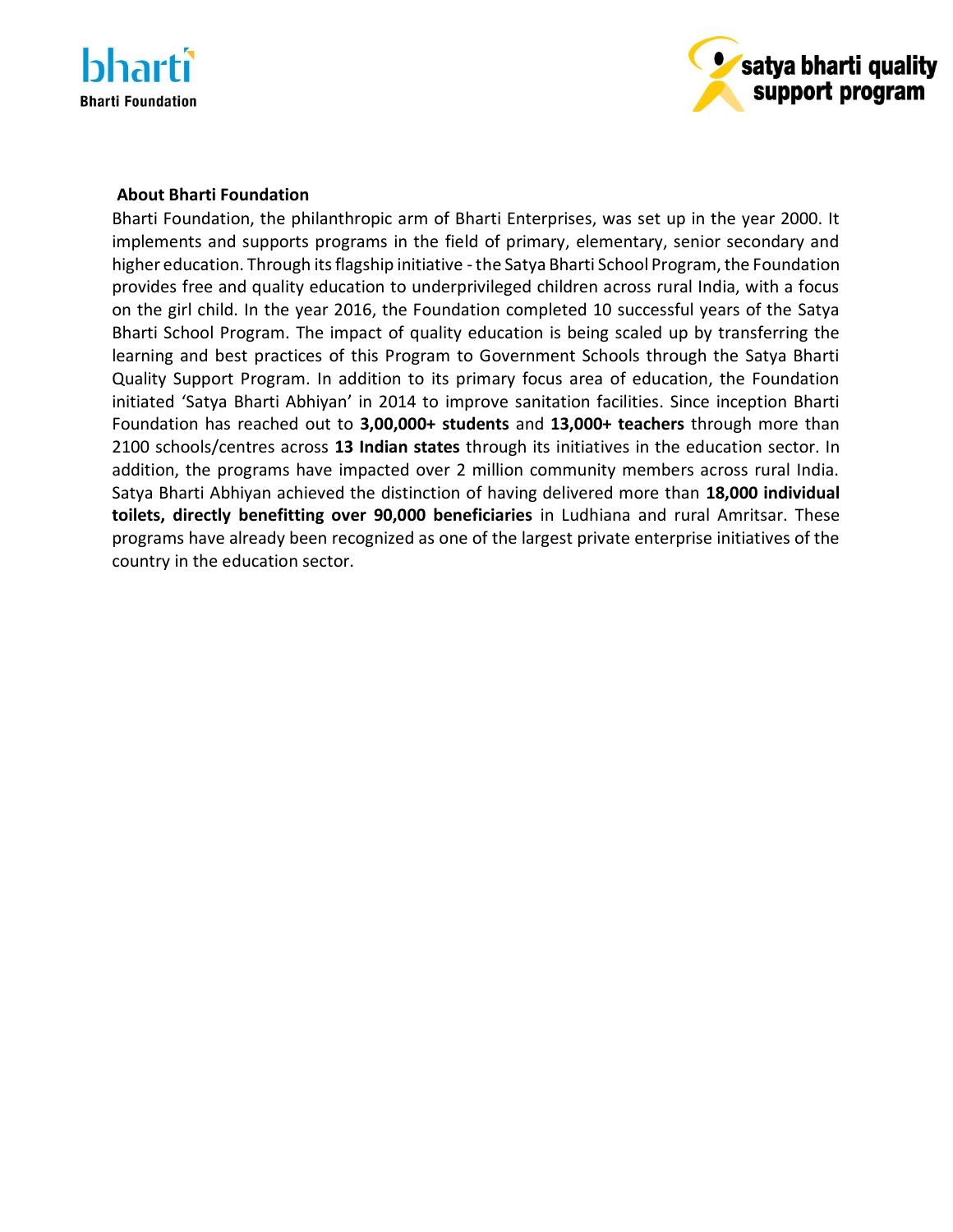## About Bharti Foundation

Bharti Foundation, the philanthropic arm of Bharti Enterprises, was set up in the year 2000. It implements and supports programs in the field of primary, elementary, senior secondary and higher education. Through its flagship initiative - the Satya Bharti School Program, the Foundation provides free and quality education to underprivileged children across rural India, with a focus on the girl child. In the year 2016, the Foundation completed 10 successful years of the Satya Bharti School Program. The impact of quality education is being scaled up by transferring the learning and best practices of this Program to Government Schools through the Satya Bharti Quality Support Program. In addition to its primary focus area of education, the Foundation initiated 'Satya Bharti Abhiyan' in 2014 to improve sanitation facilities. Since inception Bharti Foundation has reached out to **3,00,000+ students** and **13,000+ teachers** through more than 2100 schools/centres across **13 Indian states** through its initiatives in the education sector. In addition, the programs have impacted over 2 million community members across rural India. Satya Bharti Abhiyan achieved the distinction of having delivered more than **18,000 individual toilets, directly benefitting over 90,000 beneficiaries** in Ludhiana and rural Amritsar. These programs have already been recognized as one of the largest private enterprise initiatives of the country in the education sector.